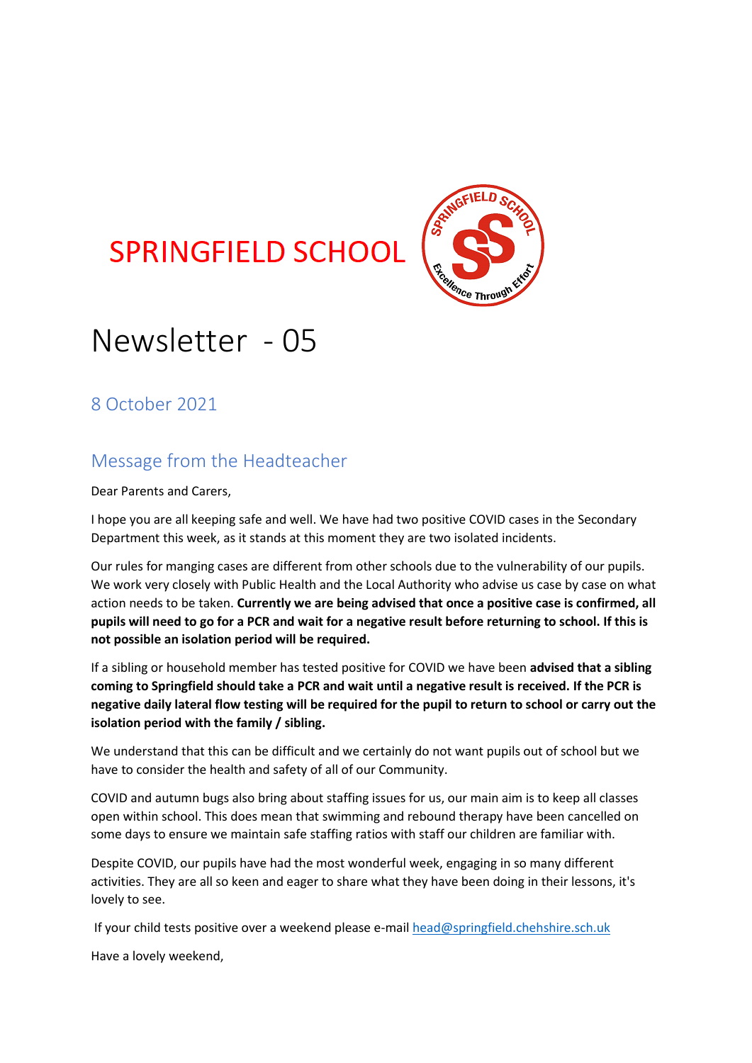# SPRINGFIELD SCHOOL

# Newsletter - 05

## 8 October 2021

## Message from the Headteacher

Dear Parents and Carers,

I hope you are all keeping safe and well. We have had two positive COVID cases in the Secondary Department this week, as it stands at this moment they are two isolated incidents.

Our rules for manging cases are different from other schools due to the vulnerability of our pupils. We work very closely with Public Health and the Local Authority who advise us case by case on what action needs to be taken. **Currently we are being advised that once a positive case is confirmed, all pupils will need to go for a PCR and wait for a negative result before returning to school. If this is not possible an isolation period will be required.**

If a sibling or household member has tested positive for COVID we have been **advised that a sibling coming to Springfield should take a PCR and wait until a negative result is received. If the PCR is negative daily lateral flow testing will be required for the pupil to return to school or carry out the isolation period with the family / sibling.**

We understand that this can be difficult and we certainly do not want pupils out of school but we have to consider the health and safety of all of our Community.

COVID and autumn bugs also bring about staffing issues for us, our main aim is to keep all classes open within school. This does mean that swimming and rebound therapy have been cancelled on some days to ensure we maintain safe staffing ratios with staff our children are familiar with.

Despite COVID, our pupils have had the most wonderful week, engaging in so many different activities. They are all so keen and eager to share what they have been doing in their lessons, it's lovely to see.

If your child tests positive over a weekend please e-mail [head@springfield.chehshire.sch.uk](mailto:head@springfield.chehshire.sch.uk)

Have a lovely weekend,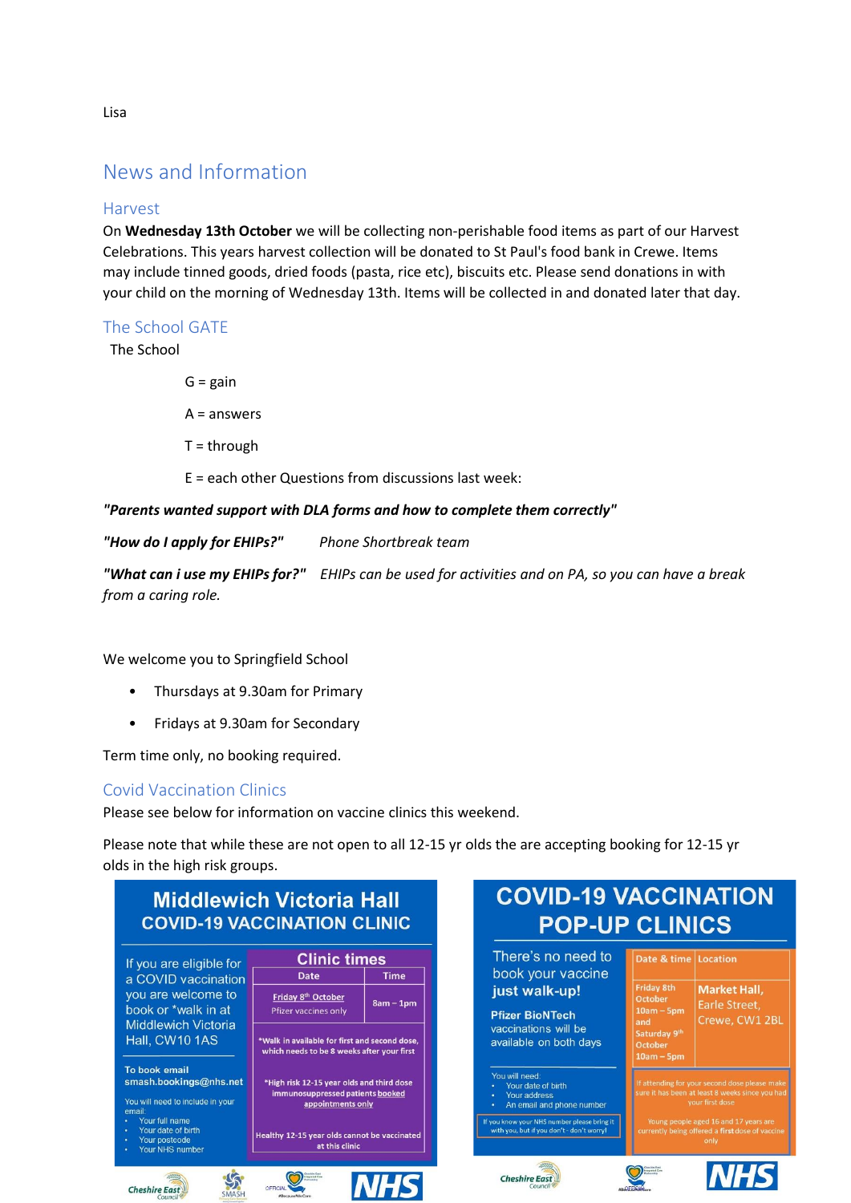Lisa

## News and Information

### Harvest

On **Wednesday 13th October** we will be collecting non-perishable food items as part of our Harvest Celebrations. This years harvest collection will be donated to St Paul's food bank in Crewe. Items may include tinned goods, dried foods (pasta, rice etc), biscuits etc. Please send donations in with your child on the morning of Wednesday 13th. Items will be collected in and donated later that day.

### The School GATE

The School

G = gain

A = answers

T = through

E = each other Questions from discussions last week:

***"Parents wanted support with DLA forms and how to complete them correctly"***

***"How do I apply for EHIPs?"*** *Phone Shortbreak team*

***"What can i use my EHIPs for?"*** *EHIPs can be used for activities and on PA, so you can have a break from a caring role.*

We welcome you to Springfield School

- Thursdays at 9.30am for Primary
- Fridays at 9.30am for Secondary

Term time only, no booking required.

### Covid Vaccination Clinics

Please see below for information on vaccine clinics this weekend.

Please note that while these are not open to all 12-15 yr olds the are accepting booking for 12-15 yr olds in the high risk groups.

**Middlewich Victoria Hall**
**COVID-19 VACCINATION CLINIC**

If you are eligible for a COVID vaccination you are welcome to book or *walk in at Middlewich Victoria Hall, CW10 1AS

To book email smash.bookings@nhs.net

You will need to include in your email:
- Your full name
- Your date of birth
- Your postcode
- Your NHS number

**Clinic times**

| Date | Time |
|---|---|
| Friday 8th October<br>Pfizer vaccines only | 8am – 1pm |

*Walk in available for first and second dose, which needs to be 8 weeks after your first

*High risk 12-15 year olds and third dose immunosuppressed patients booked appointments only

Healthy 12-15 year olds cannot be vaccinated at this clinic

**COVID-19 VACCINATION POP-UP CLINICS**

There's no need to book your vaccine **just walk-up!**

**Pfizer BioNTech** vaccinations will be available on both days

| Date & time | Location |
|---|---|
| Friday 8th October 10am – 5pm and Saturday 9th October 10am – 5pm | Market Hall, Earle Street, Crewe, CW1 2BL |

You will need:
- Your date of birth
- Your address
- An email and phone number

If you know your NHS number please bring it with you, but if you don't - don't worry!

If attending for your second dose please make sure it has been at least 8 weeks since you had your first dose

Young people aged 16 and 17 years are currently being offered a **first** dose of vaccine only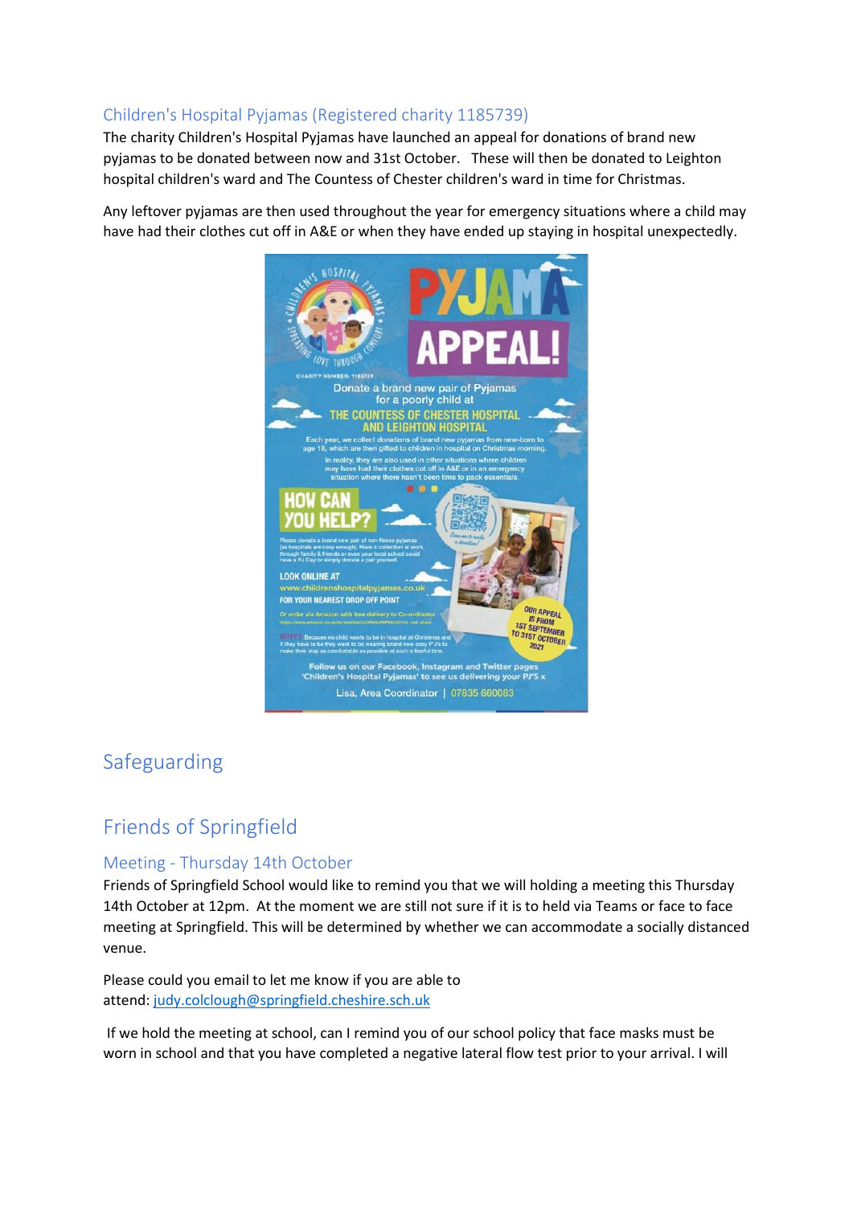### Children's Hospital Pyjamas (Registered charity 1185739)

The charity Children's Hospital Pyjamas have launched an appeal for donations of brand new pyjamas to be donated between now and 31st October. These will then be donated to Leighton hospital children's ward and The Countess of Chester children's ward in time for Christmas.

Any leftover pyjamas are then used throughout the year for emergency situations where a child may have had their clothes cut off in A&E or when they have ended up staying in hospital unexpectedly.

## Safeguarding

## Friends of Springfield

### Meeting - Thursday 14th October

Friends of Springfield School would like to remind you that we will holding a meeting this Thursday 14th October at 12pm. At the moment we are still not sure if it is to held via Teams or face to face meeting at Springfield. This will be determined by whether we can accommodate a socially distanced venue.

Please could you email to let me know if you are able to attend: judy.colclough@springfield.cheshire.sch.uk

If we hold the meeting at school, can I remind you of our school policy that face masks must be worn in school and that you have completed a negative lateral flow test prior to your arrival. I will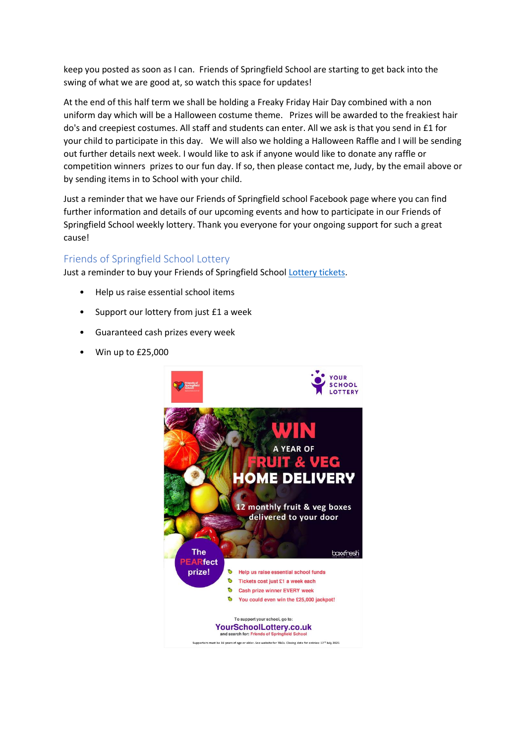keep you posted as soon as I can. Friends of Springfield School are starting to get back into the swing of what we are good at, so watch this space for updates!

At the end of this half term we shall be holding a Freaky Friday Hair Day combined with a non uniform day which will be a Halloween costume theme. Prizes will be awarded to the freakiest hair do's and creepiest costumes. All staff and students can enter. All we ask is that you send in £1 for your child to participate in this day. We will also we holding a Halloween Raffle and I will be sending out further details next week. I would like to ask if anyone would like to donate any raffle or competition winners prizes to our fun day. If so, then please contact me, Judy, by the email above or by sending items in to School with your child.

Just a reminder that we have our Friends of Springfield school Facebook page where you can find further information and details of our upcoming events and how to participate in our Friends of Springfield School weekly lottery. Thank you everyone for your ongoing support for such a great cause!

## Friends of Springfield School Lottery

Just a reminder to buy your Friends of Springfield School Lottery tickets.

- Help us raise essential school items
- Support our lottery from just £1 a week
- Guaranteed cash prizes every week
- Win up to £25,000

YOUR SCHOOL LOTTERY

WIN A YEAR OF FRUIT & VEG HOME DELIVERY

12 monthly fruit & veg boxes delivered to your door

The PEARfect prize!

- Help us raise essential school funds
- Tickets cost just £1 a week each
- Cash prize winner EVERY week
- You could even win the £25,000 jackpot!

To support your school, go to:
YourSchoolLottery.co.uk
and search for: Friends of Springfield School

Supporters must be 16 years of age or older. See website for T&Cs. Closing date for entries: 17th July 2021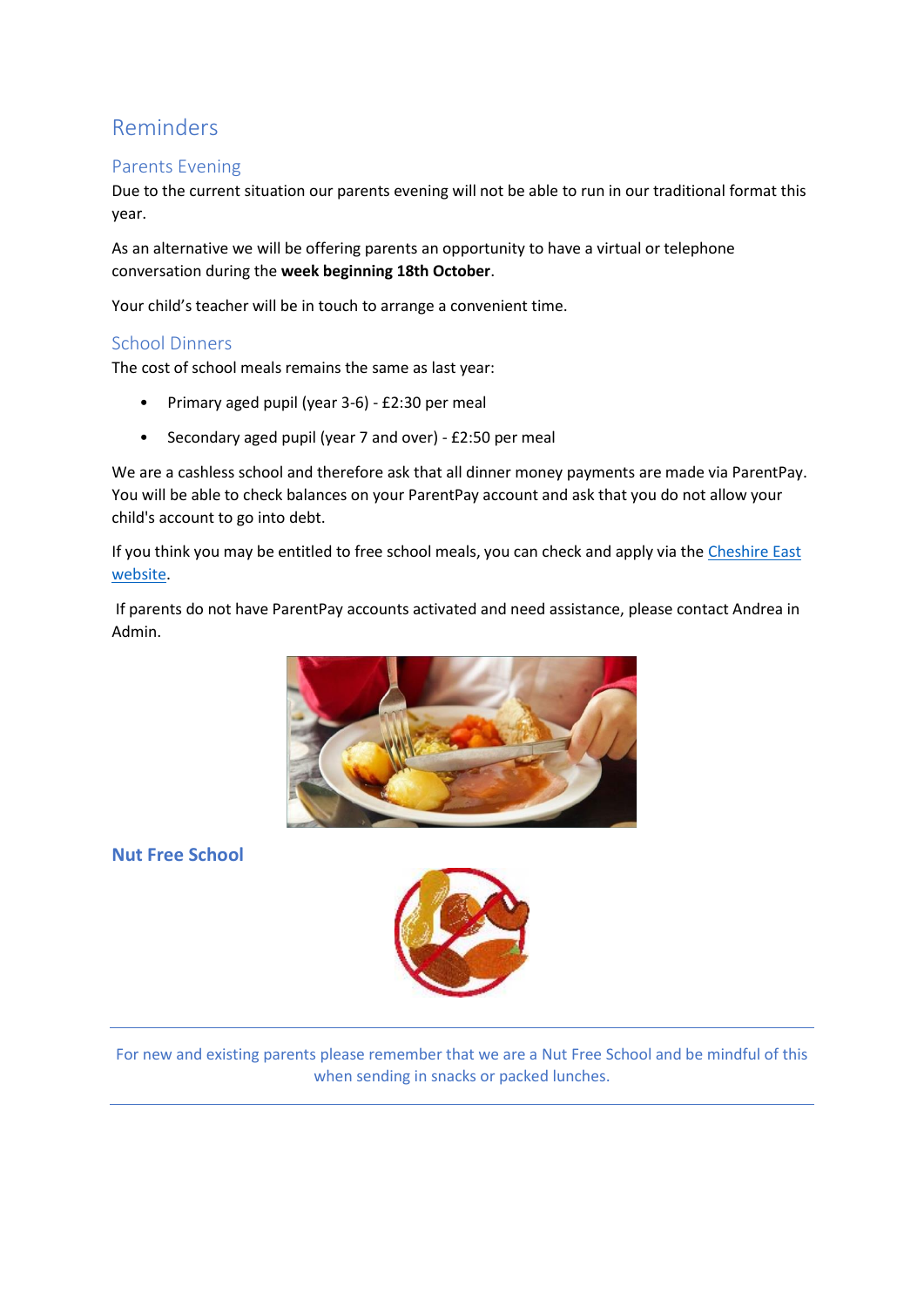# Reminders

## Parents Evening

Due to the current situation our parents evening will not be able to run in our traditional format this year.

As an alternative we will be offering parents an opportunity to have a virtual or telephone conversation during the **week beginning 18th October**.

Your child's teacher will be in touch to arrange a convenient time.

## School Dinners

The cost of school meals remains the same as last year:

- Primary aged pupil (year 3-6) - £2:30 per meal
- Secondary aged pupil (year 7 and over) - £2:50 per meal

We are a cashless school and therefore ask that all dinner money payments are made via ParentPay. You will be able to check balances on your ParentPay account and ask that you do not allow your child's account to go into debt.

If you think you may be entitled to free school meals, you can check and apply via the Cheshire East website.

If parents do not have ParentPay accounts activated and need assistance, please contact Andrea in Admin.

## Nut Free School

---

For new and existing parents please remember that we are a Nut Free School and be mindful of this when sending in snacks or packed lunches.

---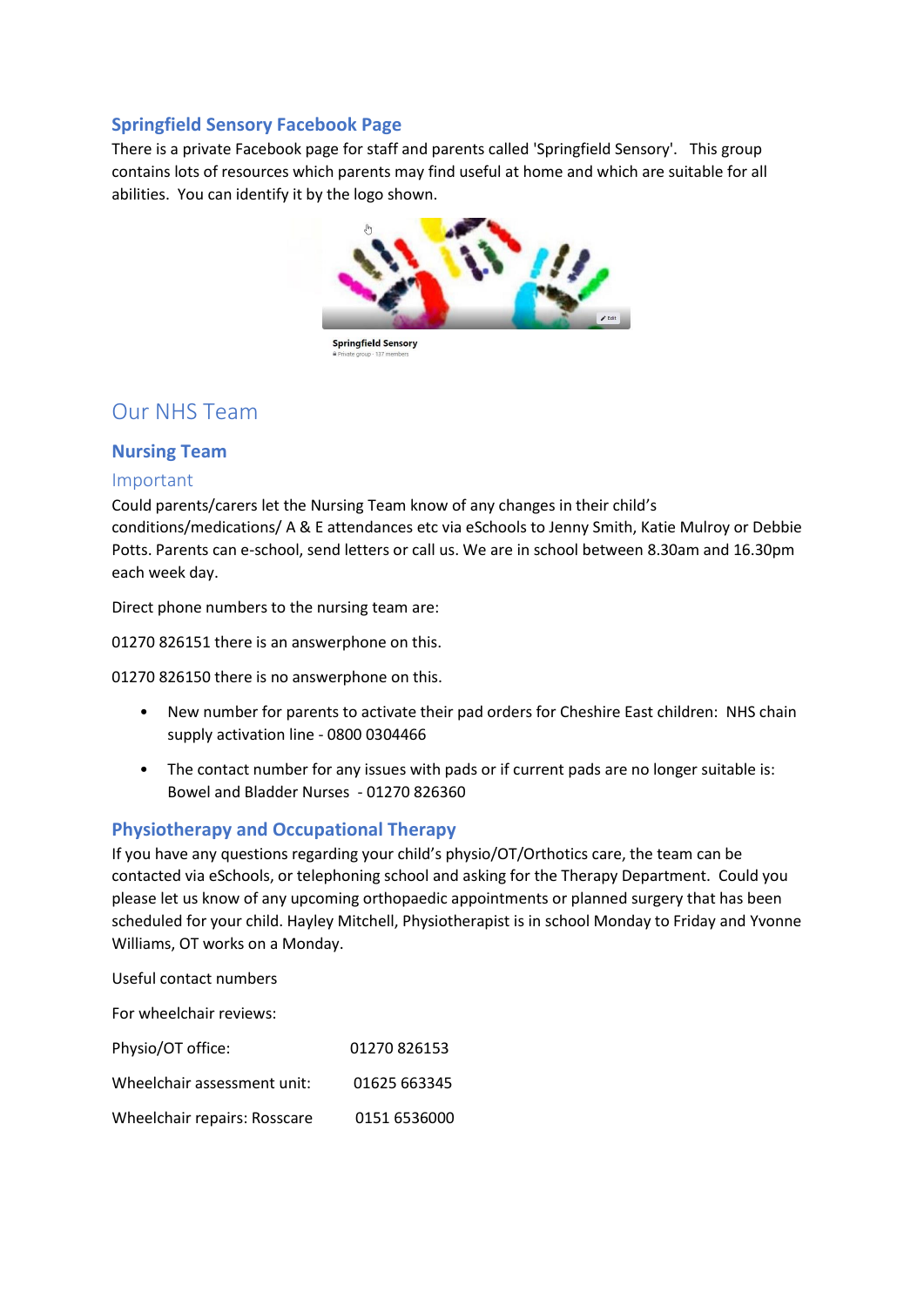## Springfield Sensory Facebook Page

There is a private Facebook page for staff and parents called 'Springfield Sensory'. This group contains lots of resources which parents may find useful at home and which are suitable for all abilities. You can identify it by the logo shown.

# Our NHS Team

## Nursing Team

### Important

Could parents/carers let the Nursing Team know of any changes in their child's conditions/medications/ A & E attendances etc via eSchools to Jenny Smith, Katie Mulroy or Debbie Potts. Parents can e-school, send letters or call us. We are in school between 8.30am and 16.30pm each week day.

Direct phone numbers to the nursing team are:

01270 826151 there is an answerphone on this.

01270 826150 there is no answerphone on this.

- New number for parents to activate their pad orders for Cheshire East children: NHS chain supply activation line - 0800 0304466
- The contact number for any issues with pads or if current pads are no longer suitable is: Bowel and Bladder Nurses - 01270 826360

## Physiotherapy and Occupational Therapy

If you have any questions regarding your child's physio/OT/Orthotics care, the team can be contacted via eSchools, or telephoning school and asking for the Therapy Department. Could you please let us know of any upcoming orthopaedic appointments or planned surgery that has been scheduled for your child. Hayley Mitchell, Physiotherapist is in school Monday to Friday and Yvonne Williams, OT works on a Monday.

Useful contact numbers

For wheelchair reviews:

| | |
|---|---|
| Physio/OT office: | 01270 826153 |
| Wheelchair assessment unit: | 01625 663345 |
| Wheelchair repairs: Rosscare | 0151 6536000 |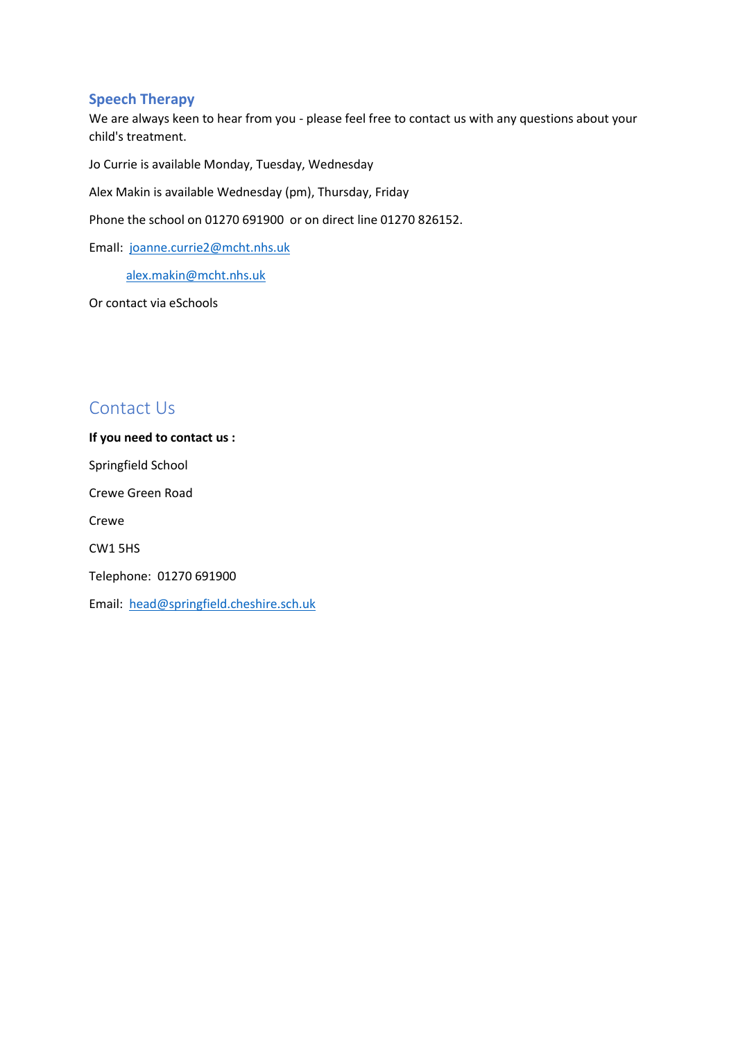## Speech Therapy

We are always keen to hear from you - please feel free to contact us with any questions about your child's treatment.

Jo Currie is available Monday, Tuesday, Wednesday

Alex Makin is available Wednesday (pm), Thursday, Friday

Phone the school on 01270 691900 or on direct line 01270 826152.

EmalI: joanne.currie2@mcht.nhs.uk

alex.makin@mcht.nhs.uk

Or contact via eSchools

## Contact Us

**If you need to contact us :**

Springfield School

Crewe Green Road

Crewe

CW1 5HS

Telephone: 01270 691900

Email: head@springfield.cheshire.sch.uk